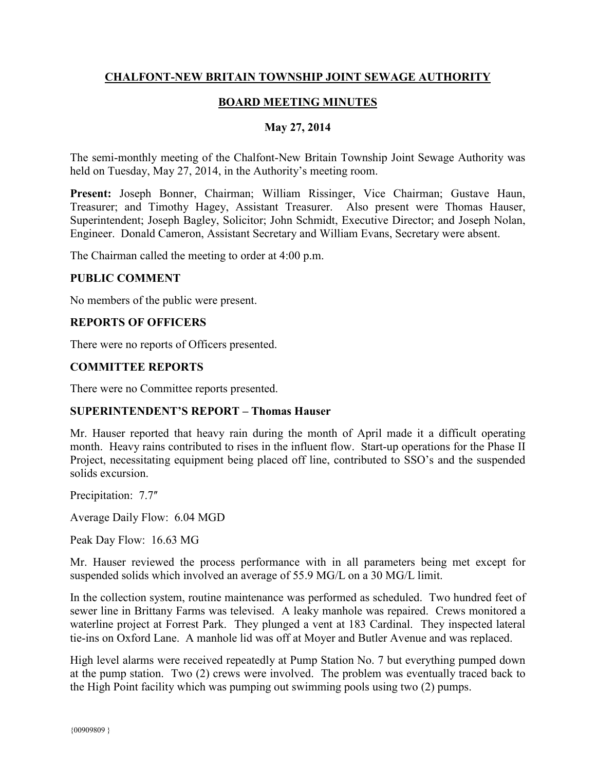# CHALFONT-NEW BRITAIN TOWNSHIP JOINT SEWAGE AUTHORITY

## BOARD MEETING MINUTES

### May 27, 2014

The semi-monthly meeting of the Chalfont-New Britain Township Joint Sewage Authority was held on Tuesday, May 27, 2014, in the Authority's meeting room.

**Present:** Joseph Bonner, Chairman; William Rissinger, Vice Chairman; Gustave Haun, Treasurer; and Timothy Hagey, Assistant Treasurer. Also present were Thomas Hauser, Superintendent; Joseph Bagley, Solicitor; John Schmidt, Executive Director; and Joseph Nolan, Engineer. Donald Cameron, Assistant Secretary and William Evans, Secretary were absent.

The Chairman called the meeting to order at 4:00 p.m.

**PUBLIC COMMENT**

No members of the public were present.

**REPORTS OF OFFICERS**

There were no reports of Officers presented.

**COMMITTEE REPORTS**

There were no Committee reports presented.

**SUPERINTENDENT'S REPORT – Thomas Hauser**

Mr. Hauser reported that heavy rain during the month of April made it a difficult operating month. Heavy rains contributed to rises in the influent flow. Start-up operations for the Phase II Project, necessitating equipment being placed off line, contributed to SSO's and the suspended solids excursion.

Precipitation: 7.7″

Average Daily Flow: 6.04 MGD

Peak Day Flow: 16.63 MG

Mr. Hauser reviewed the process performance with in all parameters being met except for suspended solids which involved an average of 55.9 MG/L on a 30 MG/L limit.

In the collection system, routine maintenance was performed as scheduled. Two hundred feet of sewer line in Brittany Farms was televised. A leaky manhole was repaired. Crews monitored a waterline project at Forrest Park. They plunged a vent at 183 Cardinal. They inspected lateral tie-ins on Oxford Lane. A manhole lid was off at Moyer and Butler Avenue and was replaced.

High level alarms were received repeatedly at Pump Station No. 7 but everything pumped down at the pump station. Two (2) crews were involved. The problem was eventually traced back to the High Point facility which was pumping out swimming pools using two (2) pumps.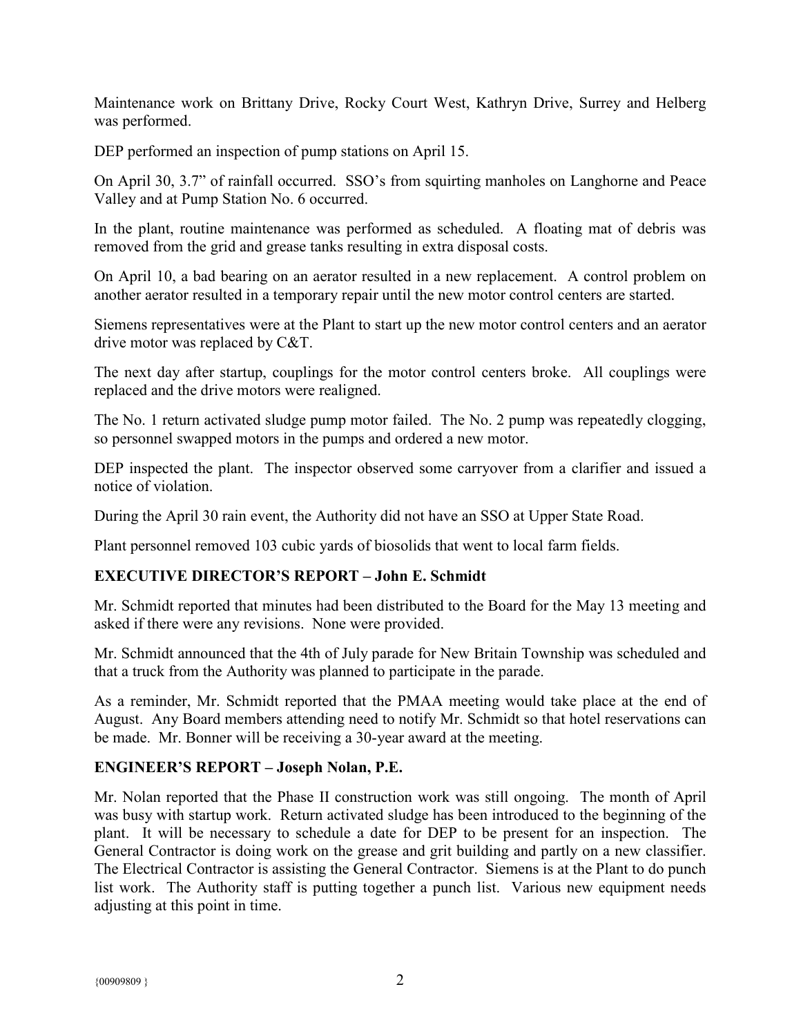Maintenance work on Brittany Drive, Rocky Court West, Kathryn Drive, Surrey and Helberg was performed.

DEP performed an inspection of pump stations on April 15.

On April 30, 3.7" of rainfall occurred. SSO's from squirting manholes on Langhorne and Peace Valley and at Pump Station No. 6 occurred.

In the plant, routine maintenance was performed as scheduled. A floating mat of debris was removed from the grid and grease tanks resulting in extra disposal costs.

On April 10, a bad bearing on an aerator resulted in a new replacement. A control problem on another aerator resulted in a temporary repair until the new motor control centers are started.

Siemens representatives were at the Plant to start up the new motor control centers and an aerator drive motor was replaced by C&T.

The next day after startup, couplings for the motor control centers broke. All couplings were replaced and the drive motors were realigned.

The No. 1 return activated sludge pump motor failed. The No. 2 pump was repeatedly clogging, so personnel swapped motors in the pumps and ordered a new motor.

DEP inspected the plant. The inspector observed some carryover from a clarifier and issued a notice of violation.

During the April 30 rain event, the Authority did not have an SSO at Upper State Road.

Plant personnel removed 103 cubic yards of biosolids that went to local farm fields.

## EXECUTIVE DIRECTOR'S REPORT – John E. Schmidt

Mr. Schmidt reported that minutes had been distributed to the Board for the May 13 meeting and asked if there were any revisions. None were provided.

Mr. Schmidt announced that the 4th of July parade for New Britain Township was scheduled and that a truck from the Authority was planned to participate in the parade.

As a reminder, Mr. Schmidt reported that the PMAA meeting would take place at the end of August. Any Board members attending need to notify Mr. Schmidt so that hotel reservations can be made. Mr. Bonner will be receiving a 30-year award at the meeting.

## ENGINEER'S REPORT – Joseph Nolan, P.E.

Mr. Nolan reported that the Phase II construction work was still ongoing. The month of April was busy with startup work. Return activated sludge has been introduced to the beginning of the plant. It will be necessary to schedule a date for DEP to be present for an inspection. The General Contractor is doing work on the grease and grit building and partly on a new classifier. The Electrical Contractor is assisting the General Contractor. Siemens is at the Plant to do punch list work. The Authority staff is putting together a punch list. Various new equipment needs adjusting at this point in time.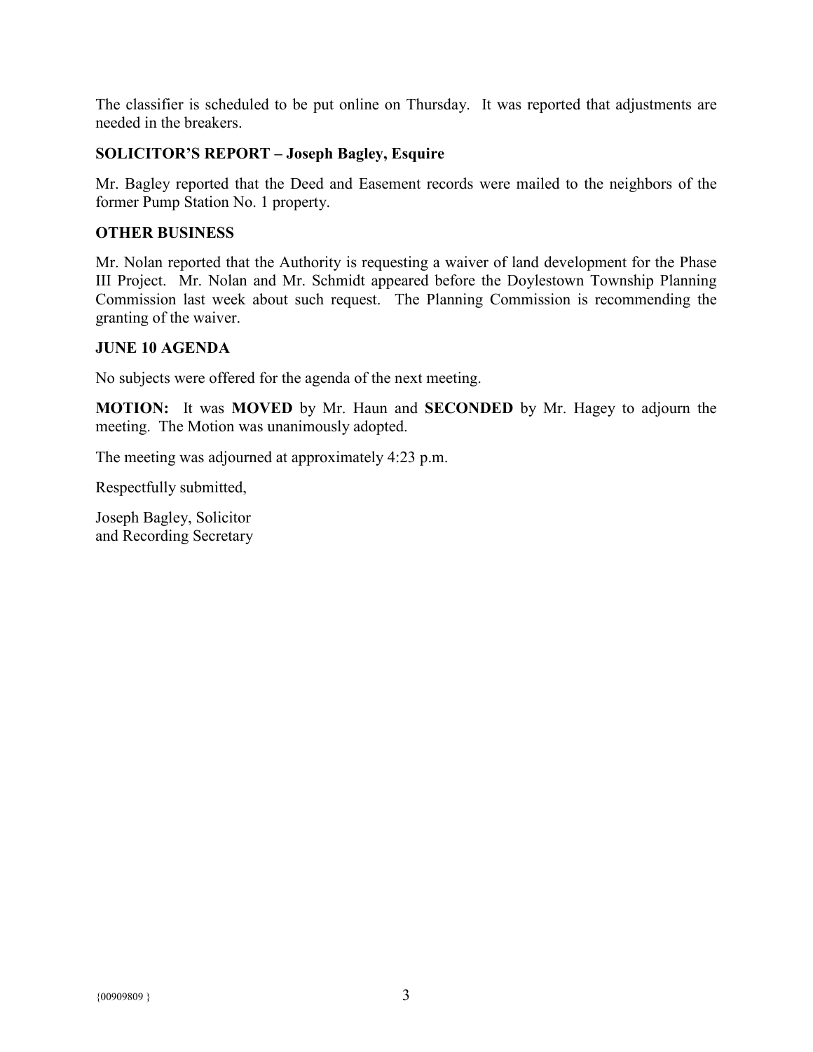The classifier is scheduled to be put online on Thursday. It was reported that adjustments are needed in the breakers.

**SOLICITOR'S REPORT – Joseph Bagley, Esquire**

Mr. Bagley reported that the Deed and Easement records were mailed to the neighbors of the former Pump Station No. 1 property.

**OTHER BUSINESS**

Mr. Nolan reported that the Authority is requesting a waiver of land development for the Phase III Project. Mr. Nolan and Mr. Schmidt appeared before the Doylestown Township Planning Commission last week about such request. The Planning Commission is recommending the granting of the waiver.

**JUNE 10 AGENDA**

No subjects were offered for the agenda of the next meeting.

**MOTION:** It was **MOVED** by Mr. Haun and **SECONDED** by Mr. Hagey to adjourn the meeting. The Motion was unanimously adopted.

The meeting was adjourned at approximately 4:23 p.m.

Respectfully submitted,

Joseph Bagley, Solicitor
and Recording Secretary

{00909809 }